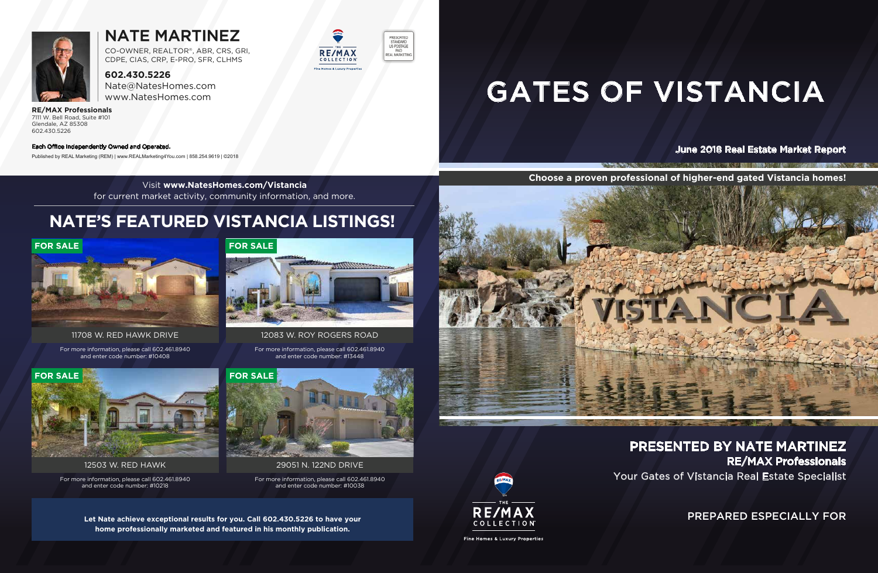# NATE MARTINEZ

CO-OWNER, REALTOR®, ABR, CRS, GRI, CDPE, CIAS, CRP, E-PRO, SFR, CLHMS

**602.430.5226**
Nate@NatesHomes.com
www.NatesHomes.com

**RE/MAX Professionals**
7111 W. Bell Road, Suite #101
Glendale, AZ 85308
602.430.5226

**Each Office Independently Owned and Operated.**

Published by REAL Marketing (REM) | www.REALMarketing4You.com | 858.254.9619 | ©2018

PRESORTED STANDARD US POSTAGE PAID REAL MARKETING

Visit **www.NatesHomes.com/Vistancia** for current market activity, community information, and more.

## NATE'S FEATURED VISTANCIA LISTINGS!

**FOR SALE**

11708 W. RED HAWK DRIVE

For more information, please call 602.461.8940 and enter code number: #10408

**FOR SALE**

12083 W. ROY ROGERS ROAD

For more information, please call 602.461.8940 and enter code number: #13448

**FOR SALE**

12503 W. RED HAWK

For more information, please call 602.461.8940 and enter code number: #10218

**FOR SALE**

29051 N. 122ND DRIVE

For more information, please call 602.461.8940 and enter code number: #10038

**Let Nate achieve exceptional results for you. Call 602.430.5226 to have your home professionally marketed and featured in his monthly publication.**

# GATES OF VISTANCIA

**June 2018 Real Estate Market Report**

**Choose a proven professional of higher-end gated Vistancia homes!**

## PRESENTED BY NATE MARTINEZ

**RE/MAX Professionals**

Your Gates of Vistancia Real Estate Specialist

THE RE/MAX COLLECTION
Fine Homes & Luxury Properties

PREPARED ESPECIALLY FOR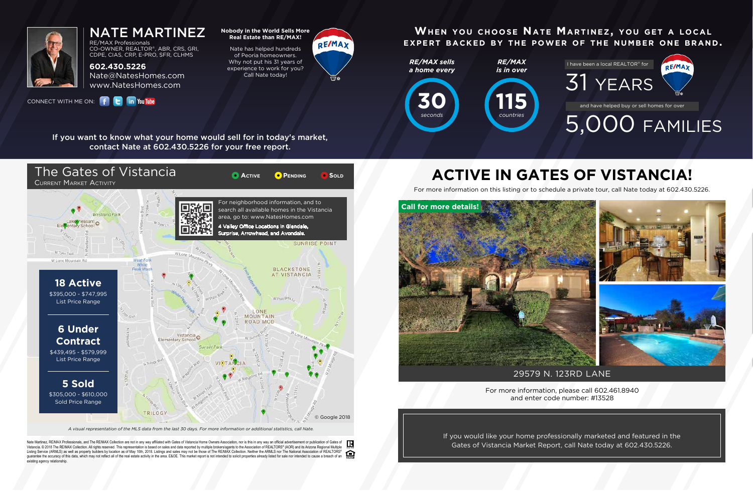# NATE MARTINEZ

RE/MAX Professionals
CO-OWNER, REALTOR®, ABR, CRS, GRI, CDPE, CIAS, CRP, E-PRO, SFR, CLHMS

**602.430.5226**
Nate@NatesHomes.com
www.NatesHomes.com

CONNECT WITH ME ON:

**Nobody in the World Sells More Real Estate than RE/MAX!**

Nate has helped hundreds of Peoria homeowners. Why not put his 31 years of experience to work for you? Call Nate today!

**WHEN YOU CHOOSE NATE MARTINEZ, YOU GET A LOCAL EXPERT BACKED BY THE POWER OF THE NUMBER ONE BRAND.**

*RE/MAX sells a home every* **30** *seconds*

*RE/MAX is in over* **115** *countries*

I have been a local REALTOR® for **31 YEARS**

and have helped buy or sell homes for over **5,000 FAMILIES**

If you want to know what your home would sell for in today's market, contact Nate at 602.430.5226 for your free report.

## The Gates of Vistancia

Current Market Activity

Active | Pending | Sold

For neighborhood information, and to search all available homes in the Vistancia area, go to: www.NatesHomes.com

4 Valley Office Locations in Glendale, Surprise, Arrowhead, and Avondale.

**18 Active**
$395,000 - $747,995
List Price Range

**6 Under Contract**
$439,495 - $579,999
List Price Range

**5 Sold**
$305,000 - $610,000
Sold Price Range

© Google 2018

*A visual representation of the MLS data from the last 30 days. For more information or additional statistics, call Nate.*

Nate Martinez, RE/MAX Professionals, and The RE/MAX Collection are not in any way affiliated with Gates of Vistancia Home Owners Association, nor is this in any way an official advertisement or publication of Gates of Vistancia. © 2018 The RE/MAX Collection. All rights reserved. This representation is based on sales and data reported by multiple brokers/agents to the Association of REALTORS® (AOR) and its Arizona Regional Multiple Listing Service (ARMLS) as well as property builders by location as of May 10th, 2018. Listings and sales may not be those of The RE/MAX Collection. Neither the ARMLS nor The National Association of REALTORS® guarantee the accuracy of this data, which may not reflect all of the real estate activity in the area. E&OE. This market report is not intended to solicit properties already listed for sale nor intended to cause a breach of an existing agency relationship.

# ACTIVE IN GATES OF VISTANCIA!

For more information on this listing or to schedule a private tour, call Nate today at 602.430.5226.

**Call for more details!**

29579 N. 123RD LANE

For more information, please call 602.461.8940 and enter code number: #13528

If you would like your home professionally marketed and featured in the Gates of Vistancia Market Report, call Nate today at 602.430.5226.